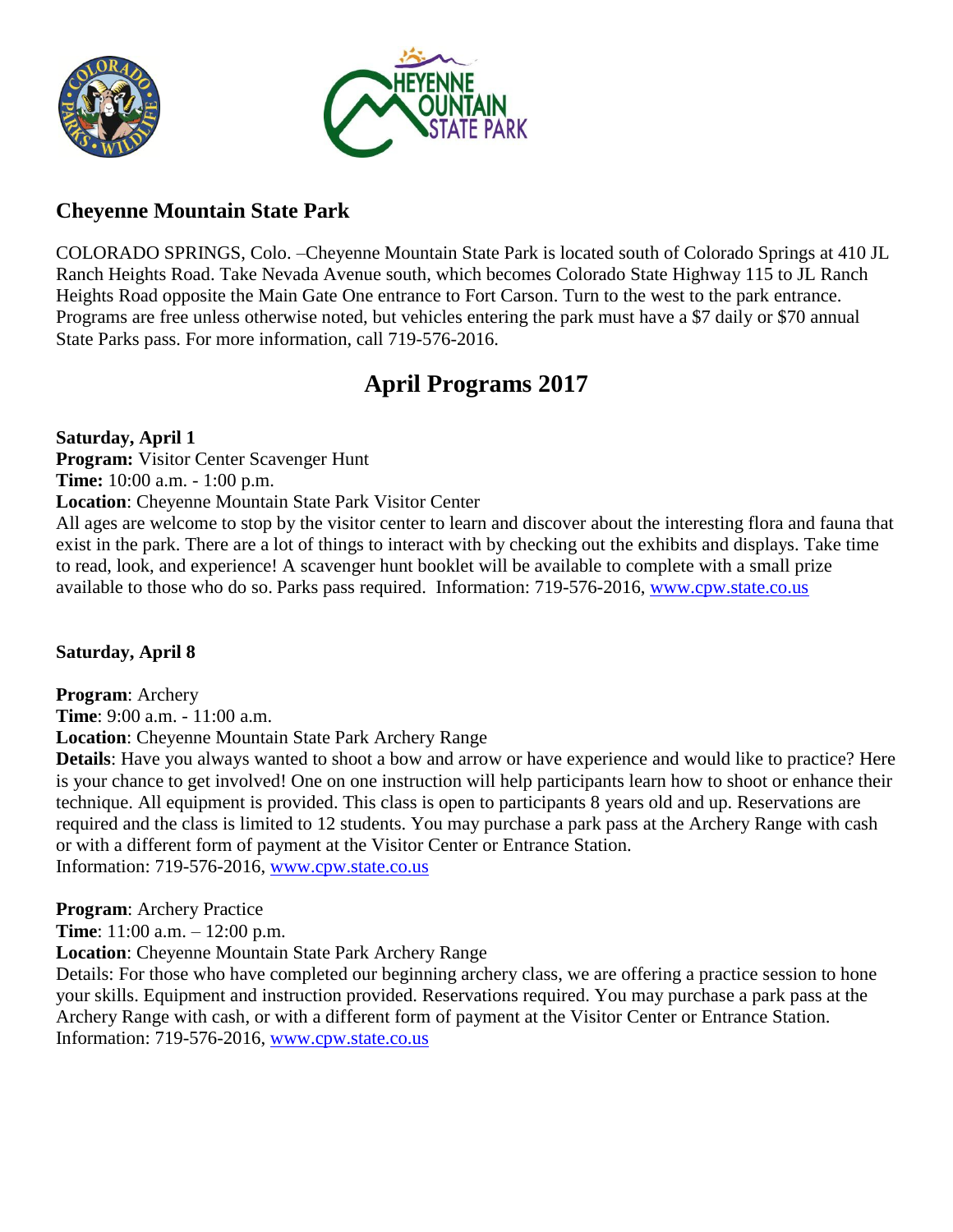## Cheyenne Mountain State Park

COLORADO SPRINGS, Colo. –Cheyenne Mountain State Park is located south of Colorado Springs at 410 JL Ranch Heights Road. Take Nevada Avenue south, which becomes Colorado State Highway 115 to JL Ranch Heights Road opposite the Main Gate One entrance to Fort Carson. Turn to the west to the park entrance. Programs are free unless otherwise noted, but vehicles entering the park must have a $7 daily or $70 annual State Parks pass. For more information, call 719-576-2016.

# April Programs 2017

**Saturday, April 1**
**Program:** Visitor Center Scavenger Hunt
**Time:** 10:00 a.m. - 1:00 p.m.
**Location**: Cheyenne Mountain State Park Visitor Center
All ages are welcome to stop by the visitor center to learn and discover about the interesting flora and fauna that exist in the park. There are a lot of things to interact with by checking out the exhibits and displays. Take time to read, look, and experience! A scavenger hunt booklet will be available to complete with a small prize available to those who do so. Parks pass required. Information: 719-576-2016, www.cpw.state.co.us

**Saturday, April 8**

**Program**: Archery
**Time**: 9:00 a.m. - 11:00 a.m.
**Location**: Cheyenne Mountain State Park Archery Range
**Details**: Have you always wanted to shoot a bow and arrow or have experience and would like to practice? Here is your chance to get involved! One on one instruction will help participants learn how to shoot or enhance their technique. All equipment is provided. This class is open to participants 8 years old and up. Reservations are required and the class is limited to 12 students. You may purchase a park pass at the Archery Range with cash or with a different form of payment at the Visitor Center or Entrance Station.
Information: 719-576-2016, www.cpw.state.co.us

**Program**: Archery Practice
**Time**: 11:00 a.m. – 12:00 p.m.
**Location**: Cheyenne Mountain State Park Archery Range
Details: For those who have completed our beginning archery class, we are offering a practice session to hone your skills. Equipment and instruction provided. Reservations required. You may purchase a park pass at the Archery Range with cash, or with a different form of payment at the Visitor Center or Entrance Station.
Information: 719-576-2016, www.cpw.state.co.us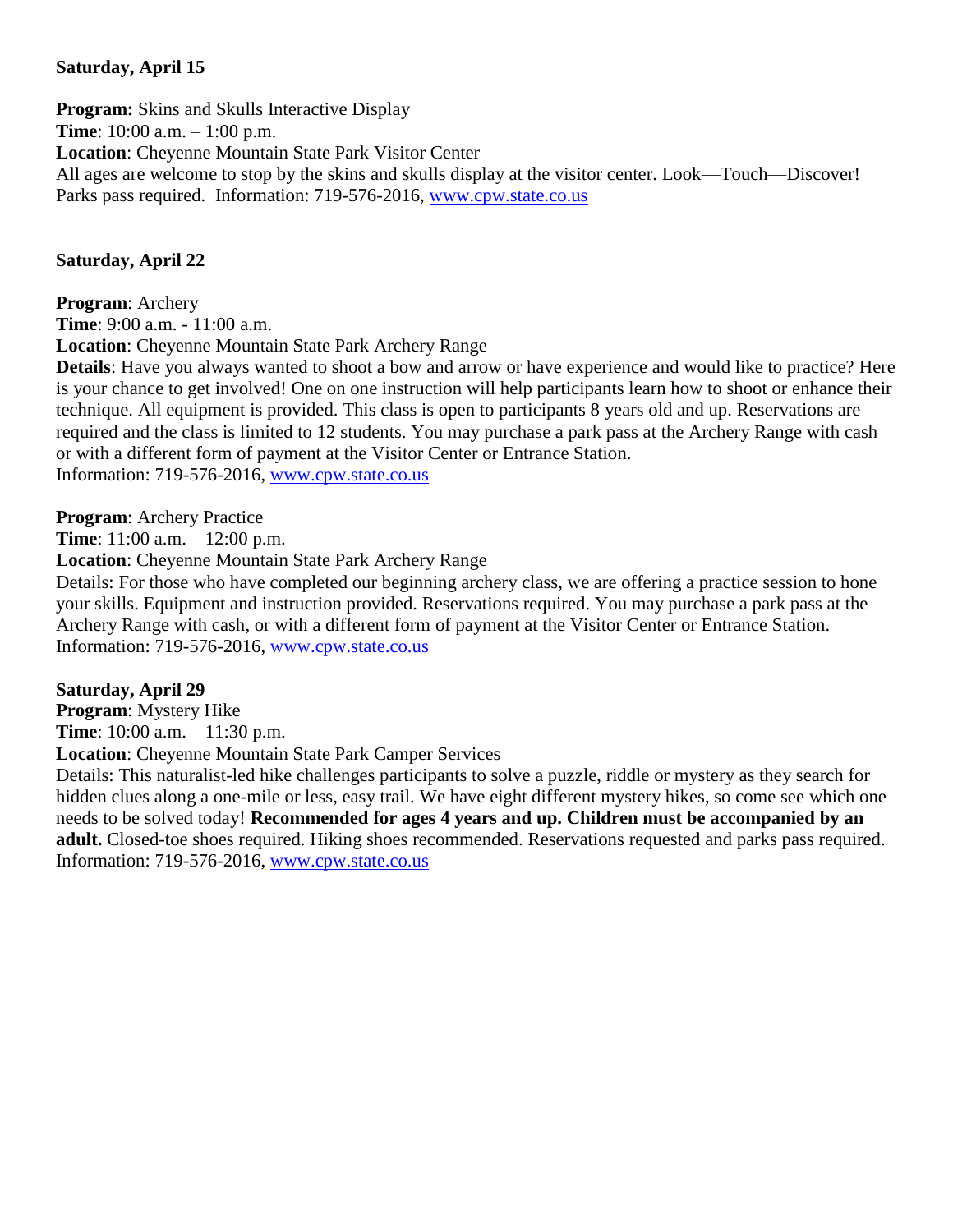**Saturday, April 15**

**Program:** Skins and Skulls Interactive Display
**Time**: 10:00 a.m. – 1:00 p.m.
**Location**: Cheyenne Mountain State Park Visitor Center
All ages are welcome to stop by the skins and skulls display at the visitor center. Look—Touch—Discover! Parks pass required. Information: 719-576-2016, www.cpw.state.co.us

**Saturday, April 22**

**Program**: Archery
**Time**: 9:00 a.m. - 11:00 a.m.
**Location**: Cheyenne Mountain State Park Archery Range
**Details**: Have you always wanted to shoot a bow and arrow or have experience and would like to practice? Here is your chance to get involved! One on one instruction will help participants learn how to shoot or enhance their technique. All equipment is provided. This class is open to participants 8 years old and up. Reservations are required and the class is limited to 12 students. You may purchase a park pass at the Archery Range with cash or with a different form of payment at the Visitor Center or Entrance Station.
Information: 719-576-2016, www.cpw.state.co.us

**Program**: Archery Practice
**Time**: 11:00 a.m. – 12:00 p.m.
**Location**: Cheyenne Mountain State Park Archery Range
Details: For those who have completed our beginning archery class, we are offering a practice session to hone your skills. Equipment and instruction provided. Reservations required. You may purchase a park pass at the Archery Range with cash, or with a different form of payment at the Visitor Center or Entrance Station.
Information: 719-576-2016, www.cpw.state.co.us

**Saturday, April 29**
**Program**: Mystery Hike
**Time**: 10:00 a.m. – 11:30 p.m.
**Location**: Cheyenne Mountain State Park Camper Services
Details: This naturalist-led hike challenges participants to solve a puzzle, riddle or mystery as they search for hidden clues along a one-mile or less, easy trail. We have eight different mystery hikes, so come see which one needs to be solved today! **Recommended for ages 4 years and up. Children must be accompanied by an adult.** Closed-toe shoes required. Hiking shoes recommended. Reservations requested and parks pass required.
Information: 719-576-2016, www.cpw.state.co.us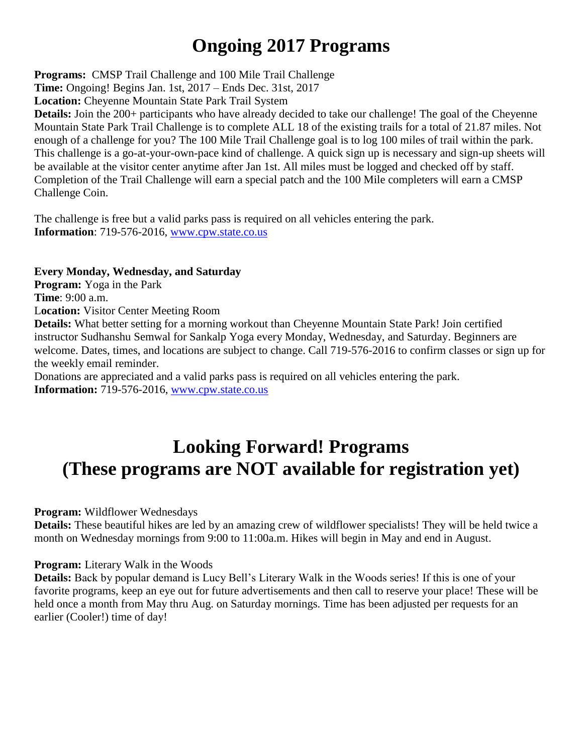# Ongoing 2017 Programs

**Programs:** CMSP Trail Challenge and 100 Mile Trail Challenge
**Time:** Ongoing! Begins Jan. 1st, 2017 – Ends Dec. 31st, 2017
**Location:** Cheyenne Mountain State Park Trail System
**Details:** Join the 200+ participants who have already decided to take our challenge! The goal of the Cheyenne Mountain State Park Trail Challenge is to complete ALL 18 of the existing trails for a total of 21.87 miles. Not enough of a challenge for you? The 100 Mile Trail Challenge goal is to log 100 miles of trail within the park. This challenge is a go-at-your-own-pace kind of challenge. A quick sign up is necessary and sign-up sheets will be available at the visitor center anytime after Jan 1st. All miles must be logged and checked off by staff. Completion of the Trail Challenge will earn a special patch and the 100 Mile completers will earn a CMSP Challenge Coin.

The challenge is free but a valid parks pass is required on all vehicles entering the park.
**Information**: 719-576-2016, www.cpw.state.co.us

**Every Monday, Wednesday, and Saturday**
**Program:** Yoga in the Park
**Time**: 9:00 a.m.
**Location:** Visitor Center Meeting Room
**Details:** What better setting for a morning workout than Cheyenne Mountain State Park! Join certified instructor Sudhanshu Semwal for Sankalp Yoga every Monday, Wednesday, and Saturday. Beginners are welcome. Dates, times, and locations are subject to change. Call 719-576-2016 to confirm classes or sign up for the weekly email reminder.
Donations are appreciated and a valid parks pass is required on all vehicles entering the park.
**Information:** 719-576-2016, www.cpw.state.co.us

# Looking Forward! Programs (These programs are NOT available for registration yet)

**Program:** Wildflower Wednesdays
**Details:** These beautiful hikes are led by an amazing crew of wildflower specialists! They will be held twice a month on Wednesday mornings from 9:00 to 11:00a.m. Hikes will begin in May and end in August.

**Program:** Literary Walk in the Woods
**Details:** Back by popular demand is Lucy Bell's Literary Walk in the Woods series! If this is one of your favorite programs, keep an eye out for future advertisements and then call to reserve your place! These will be held once a month from May thru Aug. on Saturday mornings. Time has been adjusted per requests for an earlier (Cooler!) time of day!